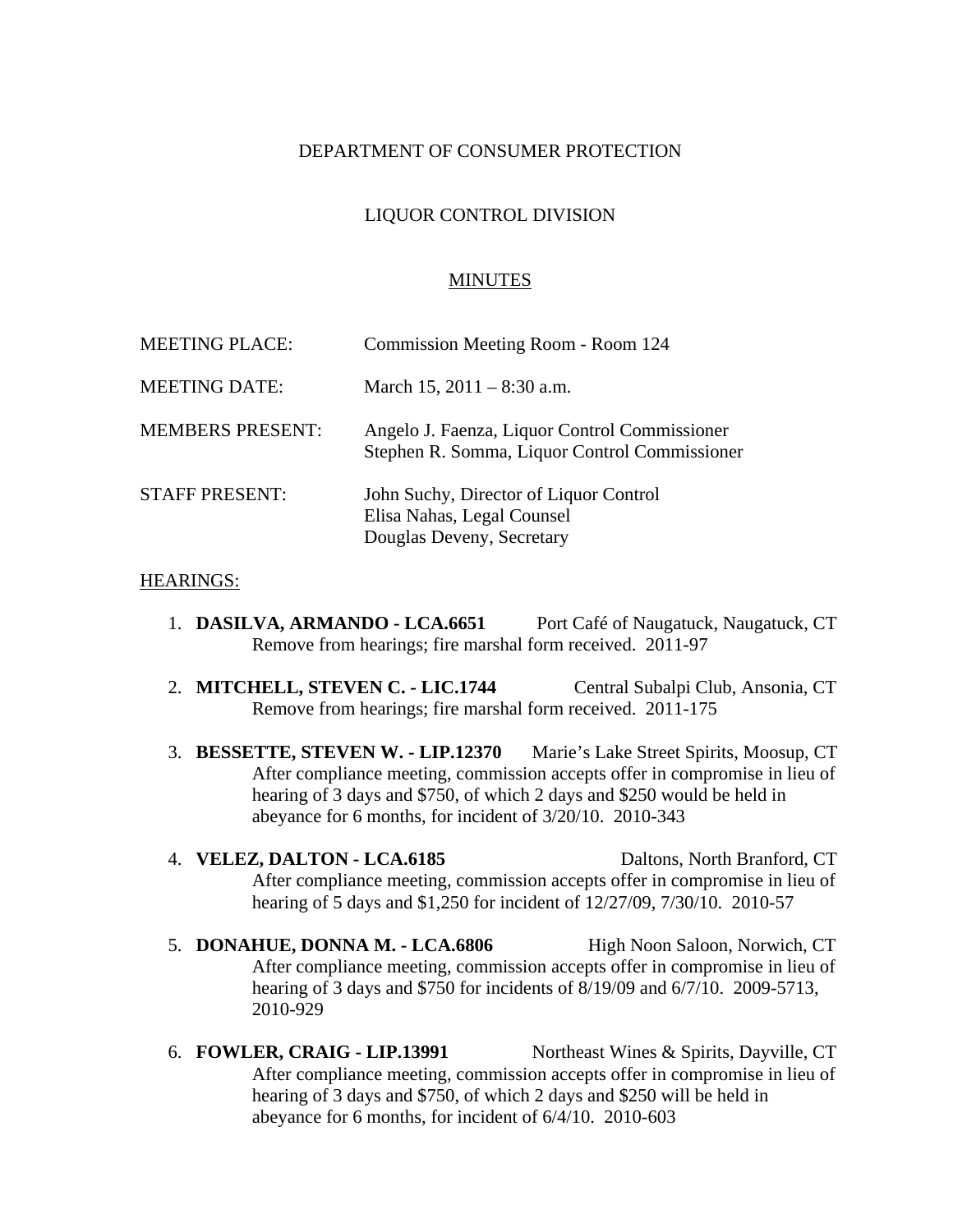DEPARTMENT OF CONSUMER PROTECTION

LIQUOR CONTROL DIVISION

MINUTES

| | |
|---|---|
| MEETING PLACE: | Commission Meeting Room - Room 124 |
| MEETING DATE: | March 15, 2011 – 8:30 a.m. |
| MEMBERS PRESENT: | Angelo J. Faenza, Liquor Control Commissioner<br>Stephen R. Somma, Liquor Control Commissioner |
| STAFF PRESENT: | John Suchy, Director of Liquor Control<br>Elisa Nahas, Legal Counsel<br>Douglas Deveny, Secretary |

HEARINGS:

1. **DASILVA, ARMANDO - LCA.6651** Port Café of Naugatuck, Naugatuck, CT
   Remove from hearings; fire marshal form received. 2011-97

2. **MITCHELL, STEVEN C. - LIC.1744** Central Subalpi Club, Ansonia, CT
   Remove from hearings; fire marshal form received. 2011-175

3. **BESSETTE, STEVEN W. - LIP.12370** Marie's Lake Street Spirits, Moosup, CT
   After compliance meeting, commission accepts offer in compromise in lieu of hearing of 3 days and $750, of which 2 days and $250 would be held in abeyance for 6 months, for incident of 3/20/10. 2010-343

4. **VELEZ, DALTON - LCA.6185** Daltons, North Branford, CT
   After compliance meeting, commission accepts offer in compromise in lieu of hearing of 5 days and $1,250 for incident of 12/27/09, 7/30/10. 2010-57

5. **DONAHUE, DONNA M. - LCA.6806** High Noon Saloon, Norwich, CT
   After compliance meeting, commission accepts offer in compromise in lieu of hearing of 3 days and $750 for incidents of 8/19/09 and 6/7/10. 2009-5713, 2010-929

6. **FOWLER, CRAIG - LIP.13991** Northeast Wines & Spirits, Dayville, CT
   After compliance meeting, commission accepts offer in compromise in lieu of hearing of 3 days and $750, of which 2 days and $250 will be held in abeyance for 6 months, for incident of 6/4/10. 2010-603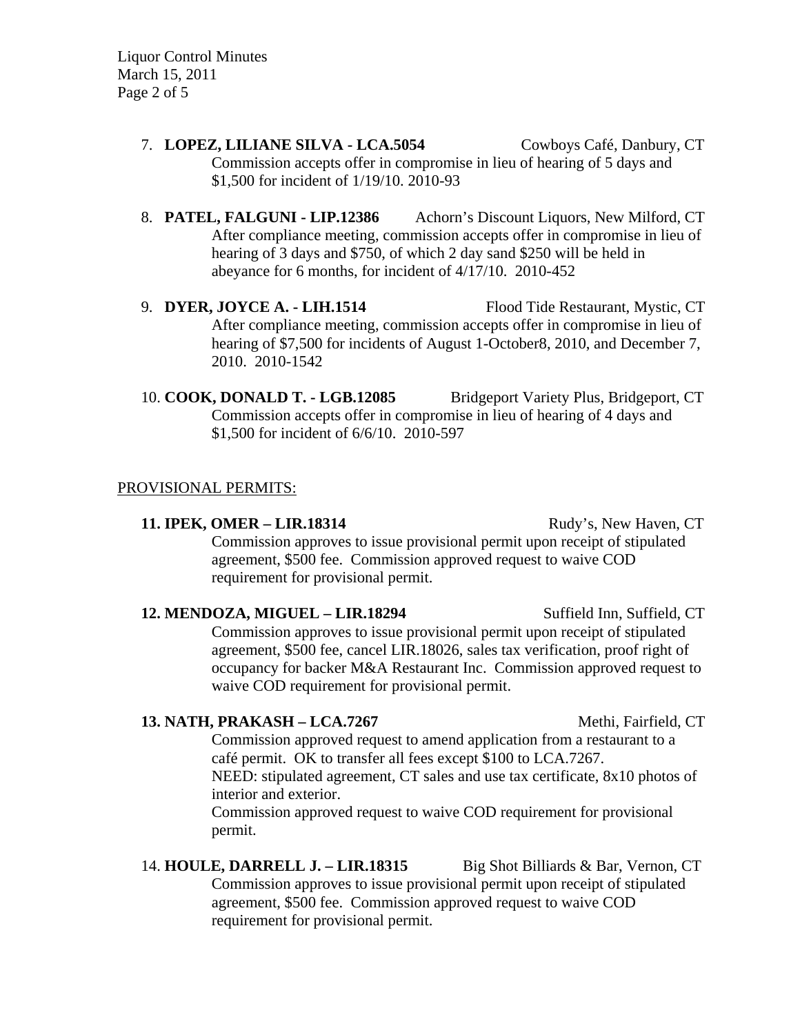7. **LOPEZ, LILIANE SILVA - LCA.5054** Cowboys Café, Danbury, CT
   Commission accepts offer in compromise in lieu of hearing of 5 days and $1,500 for incident of 1/19/10. 2010-93

8. **PATEL, FALGUNI - LIP.12386** Achorn's Discount Liquors, New Milford, CT
   After compliance meeting, commission accepts offer in compromise in lieu of hearing of 3 days and $750, of which 2 day sand $250 will be held in abeyance for 6 months, for incident of 4/17/10. 2010-452

9. **DYER, JOYCE A. - LIH.1514** Flood Tide Restaurant, Mystic, CT
   After compliance meeting, commission accepts offer in compromise in lieu of hearing of $7,500 for incidents of August 1-October8, 2010, and December 7, 2010. 2010-1542

10. **COOK, DONALD T. - LGB.12085** Bridgeport Variety Plus, Bridgeport, CT
    Commission accepts offer in compromise in lieu of hearing of 4 days and $1,500 for incident of 6/6/10. 2010-597

PROVISIONAL PERMITS:

**11. IPEK, OMER – LIR.18314** Rudy's, New Haven, CT
Commission approves to issue provisional permit upon receipt of stipulated agreement, $500 fee. Commission approved request to waive COD requirement for provisional permit.

**12. MENDOZA, MIGUEL – LIR.18294** Suffield Inn, Suffield, CT
Commission approves to issue provisional permit upon receipt of stipulated agreement, $500 fee, cancel LIR.18026, sales tax verification, proof right of occupancy for backer M&A Restaurant Inc. Commission approved request to waive COD requirement for provisional permit.

**13. NATH, PRAKASH – LCA.7267** Methi, Fairfield, CT
Commission approved request to amend application from a restaurant to a café permit. OK to transfer all fees except $100 to LCA.7267.
NEED: stipulated agreement, CT sales and use tax certificate, 8x10 photos of interior and exterior.
Commission approved request to waive COD requirement for provisional permit.

14. **HOULE, DARRELL J. – LIR.18315** Big Shot Billiards & Bar, Vernon, CT
Commission approves to issue provisional permit upon receipt of stipulated agreement, $500 fee. Commission approved request to waive COD requirement for provisional permit.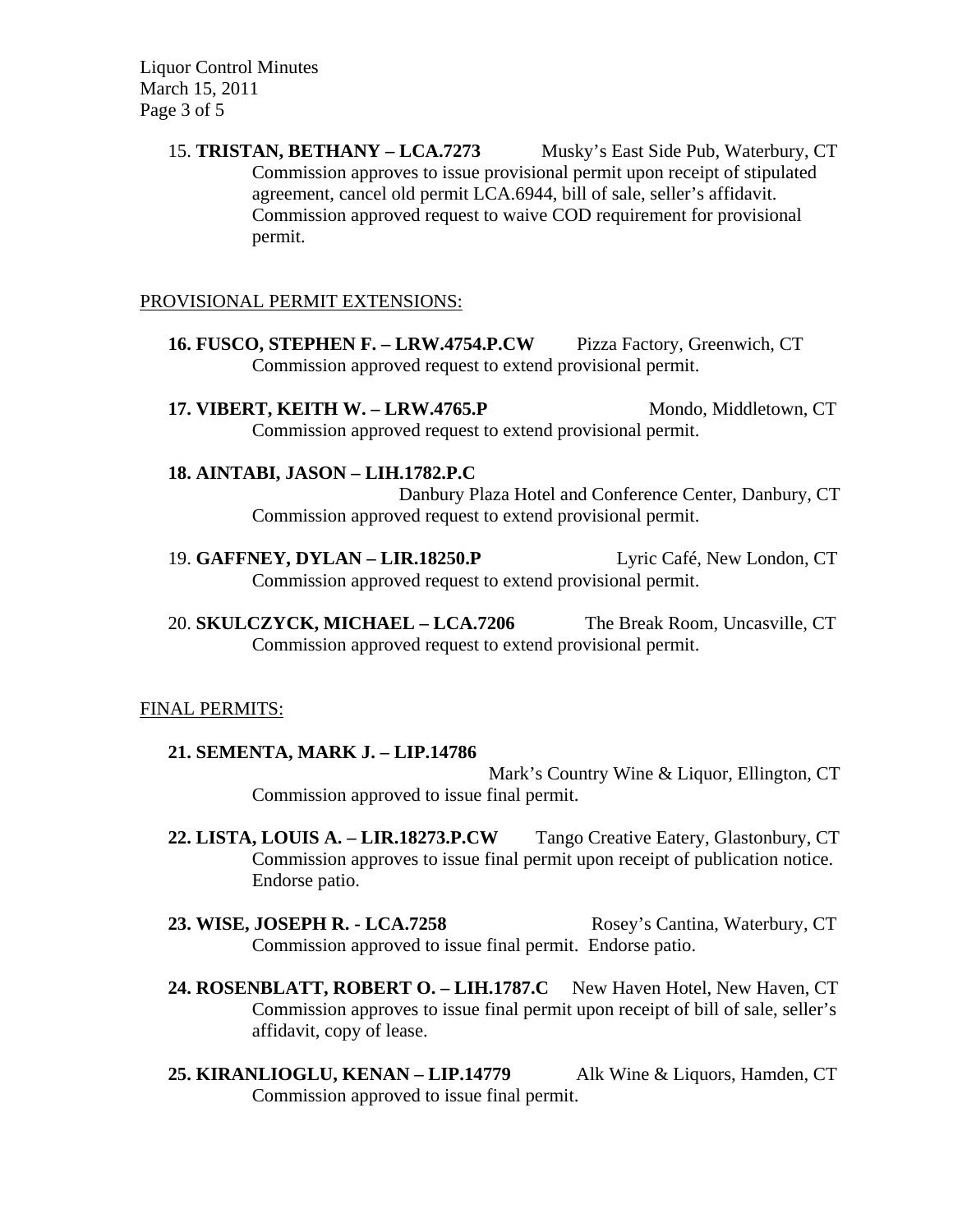15. **TRISTAN, BETHANY – LCA.7273** Musky's East Side Pub, Waterbury, CT
    Commission approves to issue provisional permit upon receipt of stipulated agreement, cancel old permit LCA.6944, bill of sale, seller's affidavit. Commission approved request to waive COD requirement for provisional permit.

PROVISIONAL PERMIT EXTENSIONS:

**16. FUSCO, STEPHEN F. – LRW.4754.P.CW** Pizza Factory, Greenwich, CT
    Commission approved request to extend provisional permit.

**17. VIBERT, KEITH W. – LRW.4765.P** Mondo, Middletown, CT
    Commission approved request to extend provisional permit.

**18. AINTABI, JASON – LIH.1782.P.C**
    Danbury Plaza Hotel and Conference Center, Danbury, CT
    Commission approved request to extend provisional permit.

19. **GAFFNEY, DYLAN – LIR.18250.P** Lyric Café, New London, CT
    Commission approved request to extend provisional permit.

20. **SKULCZYCK, MICHAEL – LCA.7206** The Break Room, Uncasville, CT
    Commission approved request to extend provisional permit.

FINAL PERMITS:

**21. SEMENTA, MARK J. – LIP.14786**
    Mark's Country Wine & Liquor, Ellington, CT
    Commission approved to issue final permit.

**22. LISTA, LOUIS A. – LIR.18273.P.CW** Tango Creative Eatery, Glastonbury, CT
    Commission approves to issue final permit upon receipt of publication notice. Endorse patio.

**23. WISE, JOSEPH R. - LCA.7258** Rosey's Cantina, Waterbury, CT
    Commission approved to issue final permit. Endorse patio.

**24. ROSENBLATT, ROBERT O. – LIH.1787.C** New Haven Hotel, New Haven, CT
    Commission approves to issue final permit upon receipt of bill of sale, seller's affidavit, copy of lease.

**25. KIRANLIOGLU, KENAN – LIP.14779** Alk Wine & Liquors, Hamden, CT
    Commission approved to issue final permit.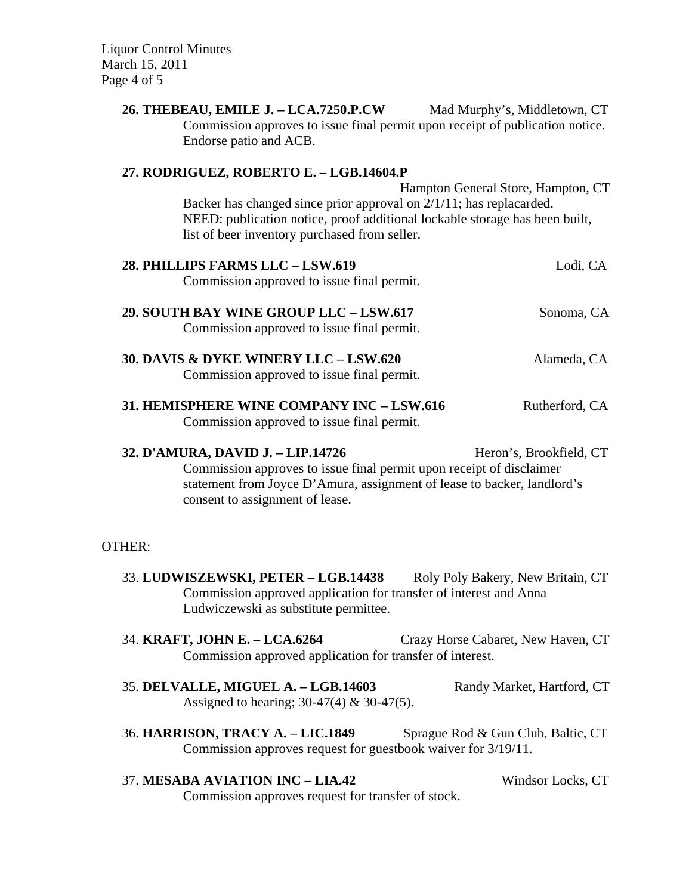**26. THEBEAU, EMILE J. – LCA.7250.P.CW** Mad Murphy's, Middletown, CT

Commission approves to issue final permit upon receipt of publication notice. Endorse patio and ACB.

**27. RODRIGUEZ, ROBERTO E. – LGB.14604.P**

Hampton General Store, Hampton, CT

Backer has changed since prior approval on 2/1/11; has replacarded. NEED: publication notice, proof additional lockable storage has been built, list of beer inventory purchased from seller.

**28. PHILLIPS FARMS LLC – LSW.619** Lodi, CA

Commission approved to issue final permit.

**29. SOUTH BAY WINE GROUP LLC – LSW.617** Sonoma, CA

Commission approved to issue final permit.

**30. DAVIS & DYKE WINERY LLC – LSW.620** Alameda, CA

Commission approved to issue final permit.

**31. HEMISPHERE WINE COMPANY INC – LSW.616** Rutherford, CA

Commission approved to issue final permit.

**32. D'AMURA, DAVID J. – LIP.14726** Heron's, Brookfield, CT

Commission approves to issue final permit upon receipt of disclaimer statement from Joyce D'Amura, assignment of lease to backer, landlord's consent to assignment of lease.

OTHER:

33. **LUDWISZEWSKI, PETER – LGB.14438** Roly Poly Bakery, New Britain, CT

Commission approved application for transfer of interest and Anna Ludwiczewski as substitute permittee.

34. **KRAFT, JOHN E. – LCA.6264** Crazy Horse Cabaret, New Haven, CT

Commission approved application for transfer of interest.

35. **DELVALLE, MIGUEL A. – LGB.14603** Randy Market, Hartford, CT

Assigned to hearing; 30-47(4) & 30-47(5).

36. **HARRISON, TRACY A. – LIC.1849** Sprague Rod & Gun Club, Baltic, CT

Commission approves request for guestbook waiver for 3/19/11.

37. **MESABA AVIATION INC – LIA.42** Windsor Locks, CT

Commission approves request for transfer of stock.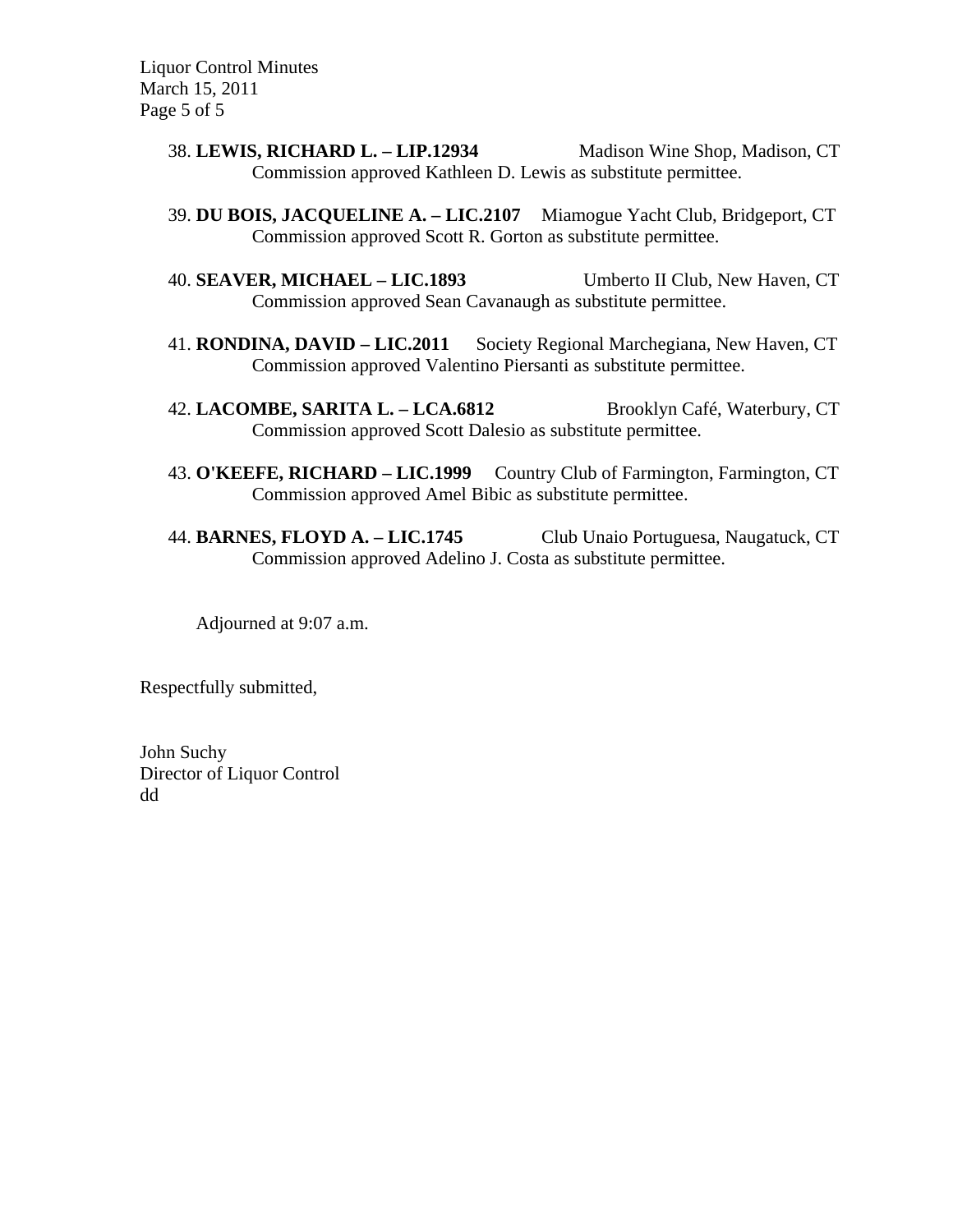38. **LEWIS, RICHARD L. – LIP.12934** Madison Wine Shop, Madison, CT
    Commission approved Kathleen D. Lewis as substitute permittee.

39. **DU BOIS, JACQUELINE A. – LIC.2107** Miamogue Yacht Club, Bridgeport, CT
    Commission approved Scott R. Gorton as substitute permittee.

40. **SEAVER, MICHAEL – LIC.1893** Umberto II Club, New Haven, CT
    Commission approved Sean Cavanaugh as substitute permittee.

41. **RONDINA, DAVID – LIC.2011** Society Regional Marchegiana, New Haven, CT
    Commission approved Valentino Piersanti as substitute permittee.

42. **LACOMBE, SARITA L. – LCA.6812** Brooklyn Café, Waterbury, CT
    Commission approved Scott Dalesio as substitute permittee.

43. **O'KEEFE, RICHARD – LIC.1999** Country Club of Farmington, Farmington, CT
    Commission approved Amel Bibic as substitute permittee.

44. **BARNES, FLOYD A. – LIC.1745** Club Unaio Portuguesa, Naugatuck, CT
    Commission approved Adelino J. Costa as substitute permittee.

Adjourned at 9:07 a.m.

Respectfully submitted,

John Suchy
Director of Liquor Control
dd